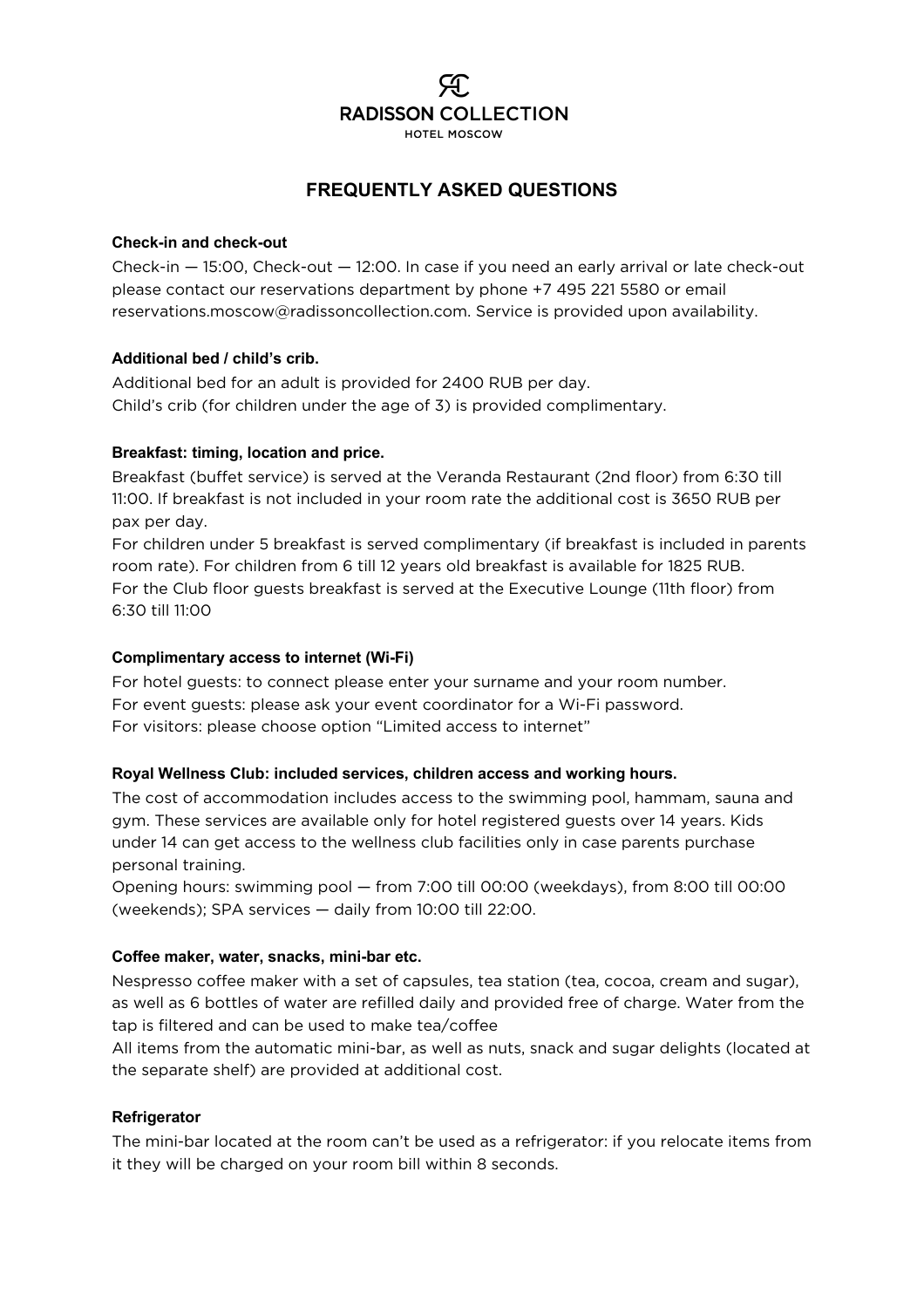RADISSON COLLECTION

HOTEL MOSCOW

# FREQUENTLY ASKED QUESTIONS

### Check-in and check-out

Check-in — 15:00, Check-out — 12:00. In case if you need an early arrival or late check-out please contact our reservations department by phone +7 495 221 5580 or email reservations.moscow@radissoncollection.com. Service is provided upon availability.

### Additional bed / child's crib.

Additional bed for an adult is provided for 2400 RUB per day.
Child's crib (for children under the age of 3) is provided complimentary.

### Breakfast: timing, location and price.

Breakfast (buffet service) is served at the Veranda Restaurant (2nd floor) from 6:30 till 11:00. If breakfast is not included in your room rate the additional cost is 3650 RUB per pax per day.
For children under 5 breakfast is served complimentary (if breakfast is included in parents room rate). For children from 6 till 12 years old breakfast is available for 1825 RUB.
For the Club floor guests breakfast is served at the Executive Lounge (11th floor) from 6:30 till 11:00

### Complimentary access to internet (Wi-Fi)

For hotel guests: to connect please enter your surname and your room number.
For event guests: please ask your event coordinator for a Wi-Fi password.
For visitors: please choose option "Limited access to internet"

### Royal Wellness Club: included services, children access and working hours.

The cost of accommodation includes access to the swimming pool, hammam, sauna and gym. These services are available only for hotel registered guests over 14 years. Kids under 14 can get access to the wellness club facilities only in case parents purchase personal training.
Opening hours: swimming pool — from 7:00 till 00:00 (weekdays), from 8:00 till 00:00 (weekends); SPA services — daily from 10:00 till 22:00.

### Coffee maker, water, snacks, mini-bar etc.

Nespresso coffee maker with a set of capsules, tea station (tea, cocoa, cream and sugar), as well as 6 bottles of water are refilled daily and provided free of charge. Water from the tap is filtered and can be used to make tea/coffee
All items from the automatic mini-bar, as well as nuts, snack and sugar delights (located at the separate shelf) are provided at additional cost.

### Refrigerator

The mini-bar located at the room can't be used as a refrigerator: if you relocate items from it they will be charged on your room bill within 8 seconds.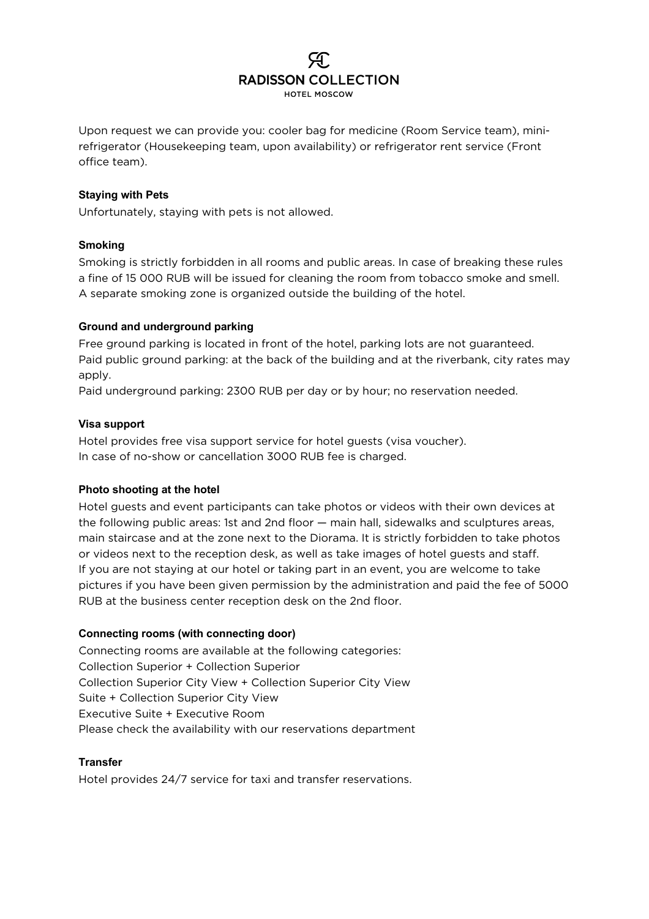Upon request we can provide you: cooler bag for medicine (Room Service team), mini-refrigerator (Housekeeping team, upon availability) or refrigerator rent service (Front office team).

### Staying with Pets

Unfortunately, staying with pets is not allowed.

### Smoking

Smoking is strictly forbidden in all rooms and public areas. In case of breaking these rules a fine of 15 000 RUB will be issued for cleaning the room from tobacco smoke and smell. A separate smoking zone is organized outside the building of the hotel.

### Ground and underground parking

Free ground parking is located in front of the hotel, parking lots are not guaranteed.
Paid public ground parking: at the back of the building and at the riverbank, city rates may apply.
Paid underground parking: 2300 RUB per day or by hour; no reservation needed.

### Visa support

Hotel provides free visa support service for hotel guests (visa voucher).
In case of no-show or cancellation 3000 RUB fee is charged.

### Photo shooting at the hotel

Hotel guests and event participants can take photos or videos with their own devices at the following public areas: 1st and 2nd floor — main hall, sidewalks and sculptures areas, main staircase and at the zone next to the Diorama. It is strictly forbidden to take photos or videos next to the reception desk, as well as take images of hotel guests and staff.
If you are not staying at our hotel or taking part in an event, you are welcome to take pictures if you have been given permission by the administration and paid the fee of 5000 RUB at the business center reception desk on the 2nd floor.

### Connecting rooms (with connecting door)

Connecting rooms are available at the following categories:
Collection Superior + Collection Superior
Collection Superior City View + Collection Superior City View
Suite + Collection Superior City View
Executive Suite + Executive Room
Please check the availability with our reservations department

### Transfer

Hotel provides 24/7 service for taxi and transfer reservations.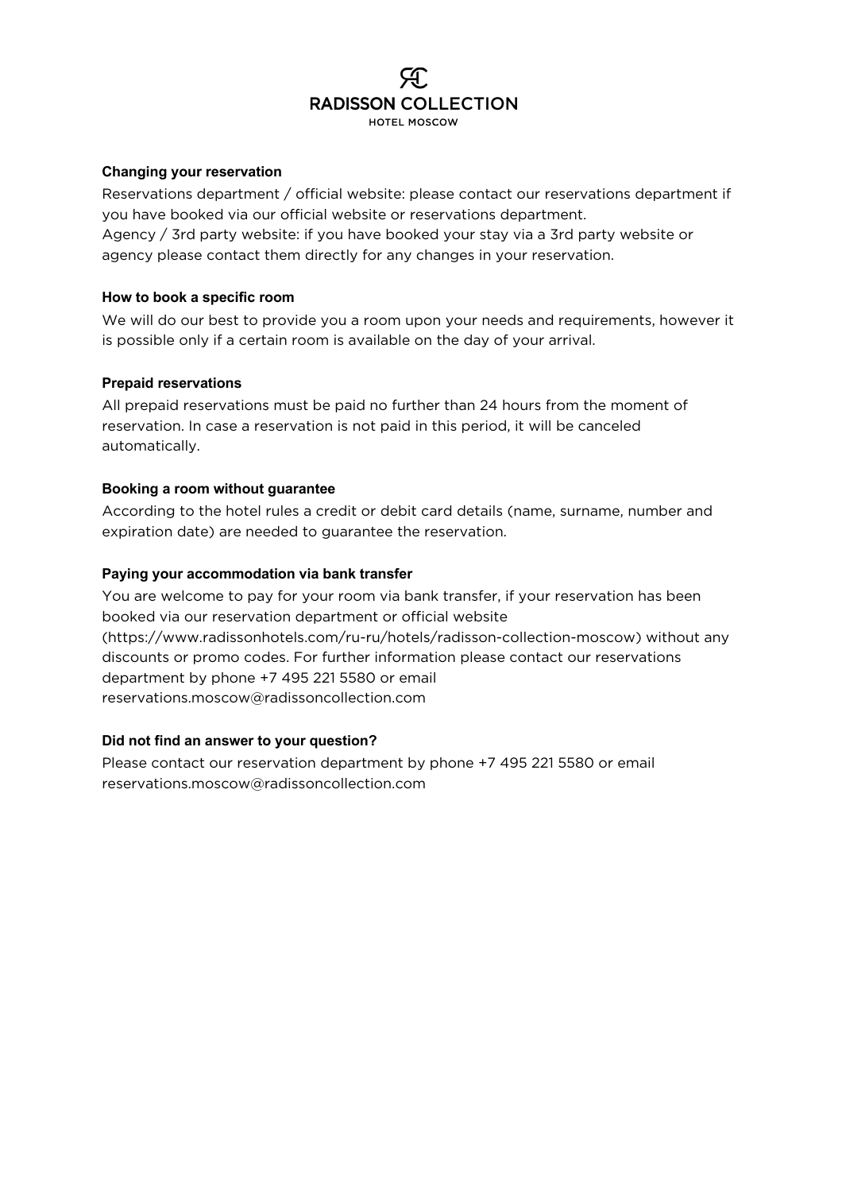### Changing your reservation

Reservations department / official website: please contact our reservations department if you have booked via our official website or reservations department.
Agency / 3rd party website: if you have booked your stay via a 3rd party website or agency please contact them directly for any changes in your reservation.

### How to book a specific room

We will do our best to provide you a room upon your needs and requirements, however it is possible only if a certain room is available on the day of your arrival.

### Prepaid reservations

All prepaid reservations must be paid no further than 24 hours from the moment of reservation. In case a reservation is not paid in this period, it will be canceled automatically.

### Booking a room without guarantee

According to the hotel rules a credit or debit card details (name, surname, number and expiration date) are needed to guarantee the reservation.

### Paying your accommodation via bank transfer

You are welcome to pay for your room via bank transfer, if your reservation has been booked via our reservation department or official website (https://www.radissonhotels.com/ru-ru/hotels/radisson-collection-moscow) without any discounts or promo codes. For further information please contact our reservations department by phone +7 495 221 5580 or email reservations.moscow@radissoncollection.com

### Did not find an answer to your question?

Please contact our reservation department by phone +7 495 221 5580 or email reservations.moscow@radissoncollection.com